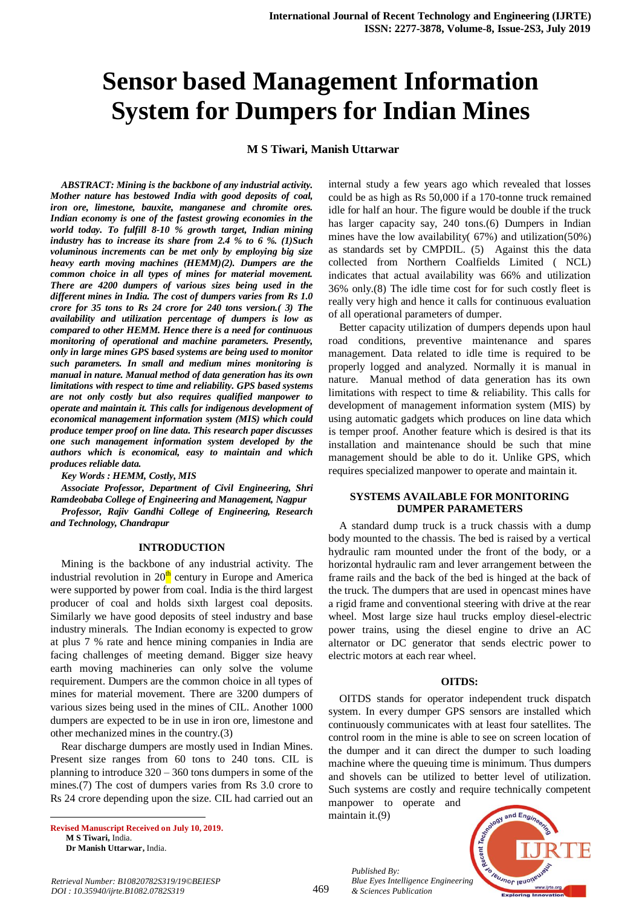# Sensor based Management Information System for Dumpers for Indian Mines

**M S Tiwari, Manish Uttarwar**

***ABSTRACT: Mining is the backbone of any industrial activity. Mother nature has bestowed India with good deposits of coal, iron ore, limestone, bauxite, manganese and chromite ores. Indian economy is one of the fastest growing economies in the world today. To fulfill 8-10 % growth target, Indian mining industry has to increase its share from 2.4 % to 6 %. (1)Such voluminous increments can be met only by employing big size heavy earth moving machines (HEMM)(2). Dumpers are the common choice in all types of mines for material movement. There are 4200 dumpers of various sizes being used in the different mines in India. The cost of dumpers varies from Rs 1.0 crore for 35 tons to Rs 24 crore for 240 tons version.( 3) The availability and utilization percentage of dumpers is low as compared to other HEMM. Hence there is a need for continuous monitoring of operational and machine parameters. Presently, only in large mines GPS based systems are being used to monitor such parameters. In small and medium mines monitoring is manual in nature. Manual method of data generation has its own limitations with respect to time and reliability. GPS based systems are not only costly but also requires qualified manpower to operate and maintain it. This calls for indigenous development of economical management information system (MIS) which could produce temper proof on line data. This research paper discusses one such management information system developed by the authors which is economical, easy to maintain and which produces reliable data.***

***Key Words : HEMM, Costly, MIS***

*Associate Professor, Department of Civil Engineering, Shri Ramdeobaba College of Engineering and Management, Nagpur*

*Professor, Rajiv Gandhi College of Engineering, Research and Technology, Chandrapur*

## INTRODUCTION

Mining is the backbone of any industrial activity. The industrial revolution in 20th century in Europe and America were supported by power from coal. India is the third largest producer of coal and holds sixth largest coal deposits. Similarly we have good deposits of steel industry and base industry minerals. The Indian economy is expected to grow at plus 7 % rate and hence mining companies in India are facing challenges of meeting demand. Bigger size heavy earth moving machineries can only solve the volume requirement. Dumpers are the common choice in all types of mines for material movement. There are 3200 dumpers of various sizes being used in the mines of CIL. Another 1000 dumpers are expected to be in use in iron ore, limestone and other mechanized mines in the country.(3)

Rear discharge dumpers are mostly used in Indian Mines. Present size ranges from 60 tons to 240 tons. CIL is planning to introduce 320 – 360 tons dumpers in some of the mines.(7) The cost of dumpers varies from Rs 3.0 crore to Rs 24 crore depending upon the size. CIL had carried out an internal study a few years ago which revealed that losses could be as high as Rs 50,000 if a 170-tonne truck remained idle for half an hour. The figure would be double if the truck has larger capacity say, 240 tons.(6) Dumpers in Indian mines have the low availability( 67%) and utilization(50%) as standards set by CMPDIL. (5) Against this the data collected from Northern Coalfields Limited ( NCL) indicates that actual availability was 66% and utilization 36% only.(8) The idle time cost for for such costly fleet is really very high and hence it calls for continuous evaluation of all operational parameters of dumper.

Better capacity utilization of dumpers depends upon haul road conditions, preventive maintenance and spares management. Data related to idle time is required to be properly logged and analyzed. Normally it is manual in nature. Manual method of data generation has its own limitations with respect to time & reliability. This calls for development of management information system (MIS) by using automatic gadgets which produces on line data which is temper proof. Another feature which is desired is that its installation and maintenance should be such that mine management should be able to do it. Unlike GPS, which requires specialized manpower to operate and maintain it.

## SYSTEMS AVAILABLE FOR MONITORING DUMPER PARAMETERS

A standard dump truck is a truck chassis with a dump body mounted to the chassis. The bed is raised by a vertical hydraulic ram mounted under the front of the body, or a horizontal hydraulic ram and lever arrangement between the frame rails and the back of the bed is hinged at the back of the truck. The dumpers that are used in opencast mines have a rigid frame and conventional steering with drive at the rear wheel. Most large size haul trucks employ diesel-electric power trains, using the diesel engine to drive an AC alternator or DC generator that sends electric power to electric motors at each rear wheel.

## OITDS:

OITDS stands for operator independent truck dispatch system. In every dumper GPS sensors are installed which continuously communicates with at least four satellites. The control room in the mine is able to see on screen location of the dumper and it can direct the dumper to such loading machine where the queuing time is minimum. Thus dumpers and shovels can be utilized to better level of utilization. Such systems are costly and require technically competent manpower to operate and maintain it.(9)

**Revised Manuscript Received on July 10, 2019.**

**M S Tiwari,** India.

**Dr Manish Uttarwar,** India.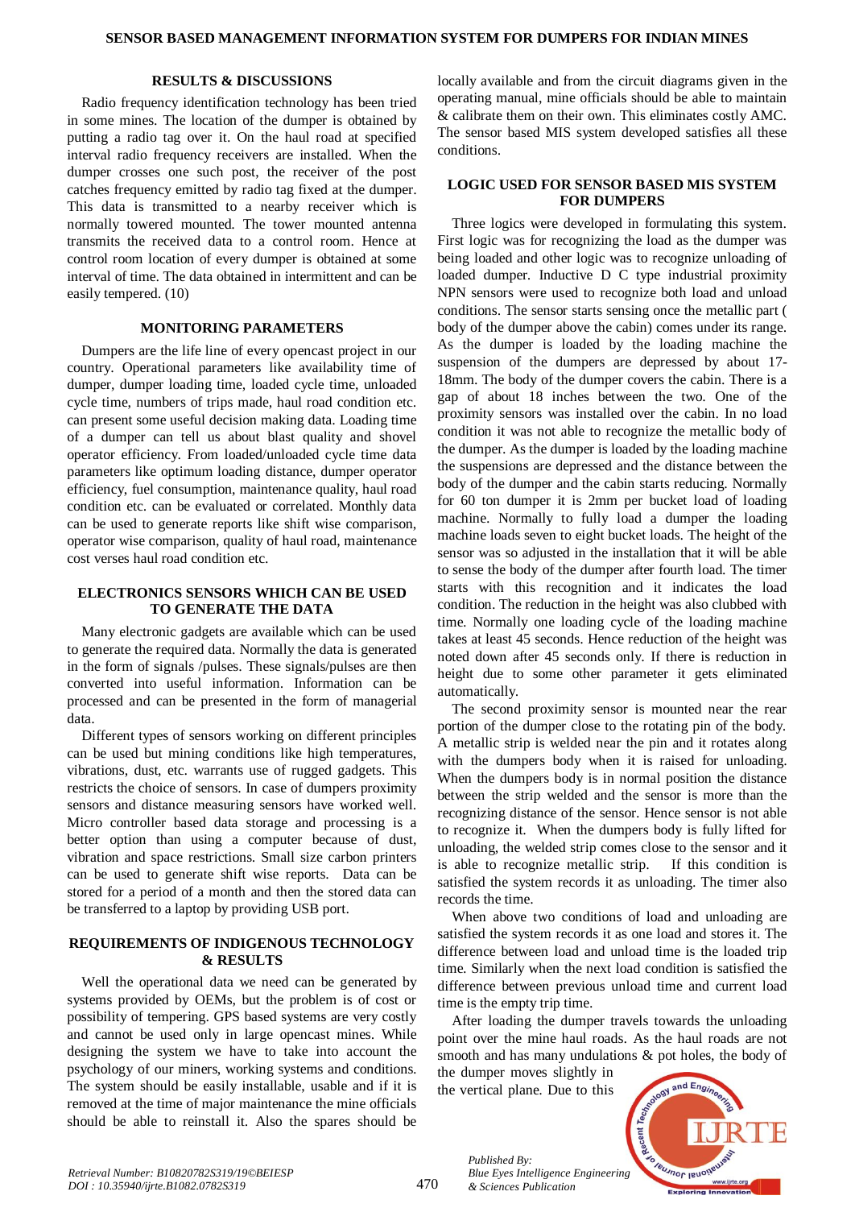## RESULTS & DISCUSSIONS

Radio frequency identification technology has been tried in some mines. The location of the dumper is obtained by putting a radio tag over it. On the haul road at specified interval radio frequency receivers are installed. When the dumper crosses one such post, the receiver of the post catches frequency emitted by radio tag fixed at the dumper. This data is transmitted to a nearby receiver which is normally towered mounted. The tower mounted antenna transmits the received data to a control room. Hence at control room location of every dumper is obtained at some interval of time. The data obtained in intermittent and can be easily tempered. (10)

## MONITORING PARAMETERS

Dumpers are the life line of every opencast project in our country. Operational parameters like availability time of dumper, dumper loading time, loaded cycle time, unloaded cycle time, numbers of trips made, haul road condition etc. can present some useful decision making data. Loading time of a dumper can tell us about blast quality and shovel operator efficiency. From loaded/unloaded cycle time data parameters like optimum loading distance, dumper operator efficiency, fuel consumption, maintenance quality, haul road condition etc. can be evaluated or correlated. Monthly data can be used to generate reports like shift wise comparison, operator wise comparison, quality of haul road, maintenance cost verses haul road condition etc.

## ELECTRONICS SENSORS WHICH CAN BE USED TO GENERATE THE DATA

Many electronic gadgets are available which can be used to generate the required data. Normally the data is generated in the form of signals /pulses. These signals/pulses are then converted into useful information. Information can be processed and can be presented in the form of managerial data.

Different types of sensors working on different principles can be used but mining conditions like high temperatures, vibrations, dust, etc. warrants use of rugged gadgets. This restricts the choice of sensors. In case of dumpers proximity sensors and distance measuring sensors have worked well. Micro controller based data storage and processing is a better option than using a computer because of dust, vibration and space restrictions. Small size carbon printers can be used to generate shift wise reports. Data can be stored for a period of a month and then the stored data can be transferred to a laptop by providing USB port.

## REQUIREMENTS OF INDIGENOUS TECHNOLOGY & RESULTS

Well the operational data we need can be generated by systems provided by OEMs, but the problem is of cost or possibility of tempering. GPS based systems are very costly and cannot be used only in large opencast mines. While designing the system we have to take into account the psychology of our miners, working systems and conditions. The system should be easily installable, usable and if it is removed at the time of major maintenance the mine officials should be able to reinstall it. Also the spares should be locally available and from the circuit diagrams given in the operating manual, mine officials should be able to maintain & calibrate them on their own. This eliminates costly AMC. The sensor based MIS system developed satisfies all these conditions.

## LOGIC USED FOR SENSOR BASED MIS SYSTEM FOR DUMPERS

Three logics were developed in formulating this system. First logic was for recognizing the load as the dumper was being loaded and other logic was to recognize unloading of loaded dumper. Inductive D C type industrial proximity NPN sensors were used to recognize both load and unload conditions. The sensor starts sensing once the metallic part ( body of the dumper above the cabin) comes under its range. As the dumper is loaded by the loading machine the suspension of the dumpers are depressed by about 17-18mm. The body of the dumper covers the cabin. There is a gap of about 18 inches between the two. One of the proximity sensors was installed over the cabin. In no load condition it was not able to recognize the metallic body of the dumper. As the dumper is loaded by the loading machine the suspensions are depressed and the distance between the body of the dumper and the cabin starts reducing. Normally for 60 ton dumper it is 2mm per bucket load of loading machine. Normally to fully load a dumper the loading machine loads seven to eight bucket loads. The height of the sensor was so adjusted in the installation that it will be able to sense the body of the dumper after fourth load. The timer starts with this recognition and it indicates the load condition. The reduction in the height was also clubbed with time. Normally one loading cycle of the loading machine takes at least 45 seconds. Hence reduction of the height was noted down after 45 seconds only. If there is reduction in height due to some other parameter it gets eliminated automatically.

The second proximity sensor is mounted near the rear portion of the dumper close to the rotating pin of the body. A metallic strip is welded near the pin and it rotates along with the dumpers body when it is raised for unloading. When the dumpers body is in normal position the distance between the strip welded and the sensor is more than the recognizing distance of the sensor. Hence sensor is not able to recognize it. When the dumpers body is fully lifted for unloading, the welded strip comes close to the sensor and it is able to recognize metallic strip. If this condition is satisfied the system records it as unloading. The timer also records the time.

When above two conditions of load and unloading are satisfied the system records it as one load and stores it. The difference between load and unload time is the loaded trip time. Similarly when the next load condition is satisfied the difference between previous unload time and current load time is the empty trip time.

After loading the dumper travels towards the unloading point over the mine haul roads. As the haul roads are not smooth and has many undulations & pot holes, the body of the dumper moves slightly in the vertical plane. Due to this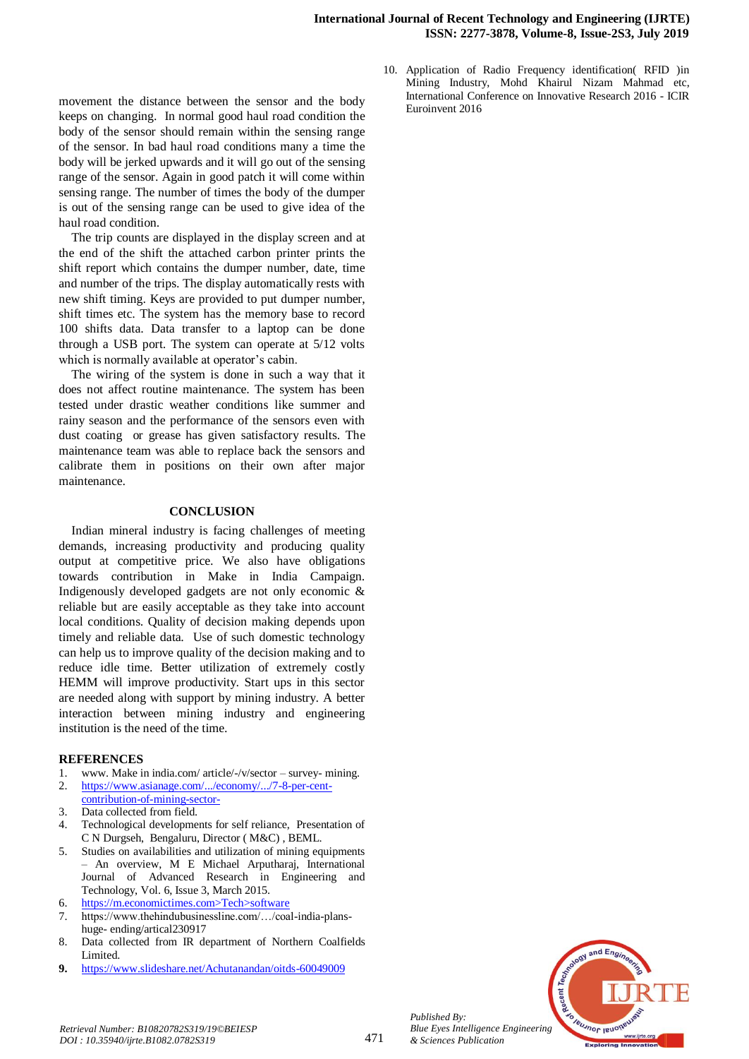movement the distance between the sensor and the body keeps on changing. In normal good haul road condition the body of the sensor should remain within the sensing range of the sensor. In bad haul road conditions many a time the body will be jerked upwards and it will go out of the sensing range of the sensor. Again in good patch it will come within sensing range. The number of times the body of the dumper is out of the sensing range can be used to give idea of the haul road condition.

The trip counts are displayed in the display screen and at the end of the shift the attached carbon printer prints the shift report which contains the dumper number, date, time and number of the trips. The display automatically rests with new shift timing. Keys are provided to put dumper number, shift times etc. The system has the memory base to record 100 shifts data. Data transfer to a laptop can be done through a USB port. The system can operate at 5/12 volts which is normally available at operator's cabin.

The wiring of the system is done in such a way that it does not affect routine maintenance. The system has been tested under drastic weather conditions like summer and rainy season and the performance of the sensors even with dust coating or grease has given satisfactory results. The maintenance team was able to replace back the sensors and calibrate them in positions on their own after major maintenance.

## CONCLUSION

Indian mineral industry is facing challenges of meeting demands, increasing productivity and producing quality output at competitive price. We also have obligations towards contribution in Make in India Campaign. Indigenously developed gadgets are not only economic & reliable but are easily acceptable as they take into account local conditions. Quality of decision making depends upon timely and reliable data. Use of such domestic technology can help us to improve quality of the decision making and to reduce idle time. Better utilization of extremely costly HEMM will improve productivity. Start ups in this sector are needed along with support by mining industry. A better interaction between mining industry and engineering institution is the need of the time.

## REFERENCES

1. www. Make in india.com/ article/-/v/sector – survey- mining.
2. https://www.asianage.com/.../economy/.../7-8-per-cent-contribution-of-mining-sector-
3. Data collected from field.
4. Technological developments for self reliance, Presentation of C N Durgseh, Bengaluru, Director ( M&C) , BEML.
5. Studies on availabilities and utilization of mining equipments – An overview, M E Michael Arputharaj, International Journal of Advanced Research in Engineering and Technology, Vol. 6, Issue 3, March 2015.
6. https://m.economictimes.com>Tech>software
7. https://www.thehindubusinessline.com/…/coal-india-plans-huge- ending/artical230917
8. Data collected from IR department of Northern Coalfields Limited.
9. https://www.slideshare.net/Achutanandan/oitds-60049009
10. Application of Radio Frequency identification( RFID )in Mining Industry, Mohd Khairul Nizam Mahmad etc, International Conference on Innovative Research 2016 - ICIR Euroinvent 2016